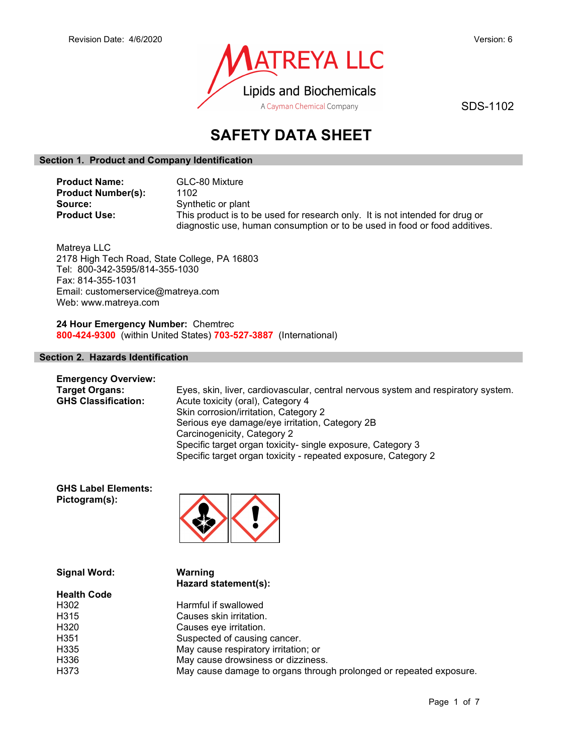Revision Date: 4/6/2020

Version: 6

MATREYA LLC
Lipids and Biochemicals
A Cayman Chemical Company

SDS-1102

# SAFETY DATA SHEET

## Section 1. Product and Company Identification

**Product Name:** GLC-80 Mixture
**Product Number(s):** 1102
**Source:** Synthetic or plant
**Product Use:** This product is to be used for research only. It is not intended for drug or diagnostic use, human consumption or to be used in food or food additives.

Matreya LLC
2178 High Tech Road, State College, PA 16803
Tel: 800-342-3595/814-355-1030
Fax: 814-355-1031
Email: customerservice@matreya.com
Web: www.matreya.com

**24 Hour Emergency Number:** Chemtrec
**800-424-9300** (within United States) **703-527-3887** (International)

## Section 2. Hazards Identification

**Emergency Overview:**

**Target Organs:** Eyes, skin, liver, cardiovascular, central nervous system and respiratory system.

**GHS Classification:**
Acute toxicity (oral), Category 4
Skin corrosion/irritation, Category 2
Serious eye damage/eye irritation, Category 2B
Carcinogenicity, Category 2
Specific target organ toxicity- single exposure, Category 3
Specific target organ toxicity - repeated exposure, Category 2

**GHS Label Elements:**
**Pictogram(s):**

**Signal Word:** **Warning**

**Hazard statement(s):**

| Health Code | |
|---|---|
| H302 | Harmful if swallowed |
| H315 | Causes skin irritation. |
| H320 | Causes eye irritation. |
| H351 | Suspected of causing cancer. |
| H335 | May cause respiratory irritation; or |
| H336 | May cause drowsiness or dizziness. |
| H373 | May cause damage to organs through prolonged or repeated exposure. |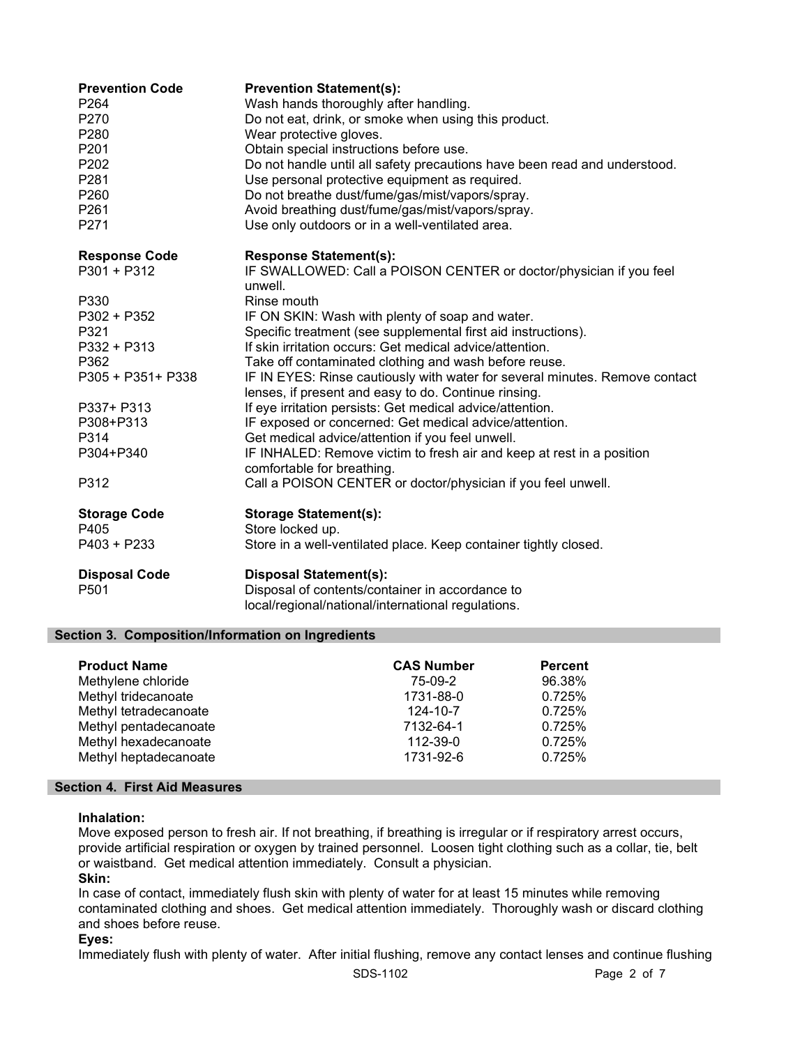| Prevention Code | Prevention Statement(s): |
|---|---|
| P264 | Wash hands thoroughly after handling. |
| P270 | Do not eat, drink, or smoke when using this product. |
| P280 | Wear protective gloves. |
| P201 | Obtain special instructions before use. |
| P202 | Do not handle until all safety precautions have been read and understood. |
| P281 | Use personal protective equipment as required. |
| P260 | Do not breathe dust/fume/gas/mist/vapors/spray. |
| P261 | Avoid breathing dust/fume/gas/mist/vapors/spray. |
| P271 | Use only outdoors or in a well-ventilated area. |

| Response Code | Response Statement(s): |
|---|---|
| P301 + P312 | IF SWALLOWED: Call a POISON CENTER or doctor/physician if you feel unwell. |
| P330 | Rinse mouth |
| P302 + P352 | IF ON SKIN: Wash with plenty of soap and water. |
| P321 | Specific treatment (see supplemental first aid instructions). |
| P332 + P313 | If skin irritation occurs: Get medical advice/attention. |
| P362 | Take off contaminated clothing and wash before reuse. |
| P305 + P351+ P338 | IF IN EYES: Rinse cautiously with water for several minutes. Remove contact lenses, if present and easy to do. Continue rinsing. |
| P337+ P313 | If eye irritation persists: Get medical advice/attention. |
| P308+P313 | IF exposed or concerned: Get medical advice/attention. |
| P314 | Get medical advice/attention if you feel unwell. |
| P304+P340 | IF INHALED: Remove victim to fresh air and keep at rest in a position comfortable for breathing. |
| P312 | Call a POISON CENTER or doctor/physician if you feel unwell. |

| Storage Code | Storage Statement(s): |
|---|---|
| P405 | Store locked up. |
| P403 + P233 | Store in a well-ventilated place. Keep container tightly closed. |

| Disposal Code | Disposal Statement(s): |
|---|---|
| P501 | Disposal of contents/container in accordance to local/regional/national/international regulations. |

## Section 3. Composition/Information on Ingredients

| Product Name | CAS Number | Percent |
|---|---|---|
| Methylene chloride | 75-09-2 | 96.38% |
| Methyl tridecanoate | 1731-88-0 | 0.725% |
| Methyl tetradecanoate | 124-10-7 | 0.725% |
| Methyl pentadecanoate | 7132-64-1 | 0.725% |
| Methyl hexadecanoate | 112-39-0 | 0.725% |
| Methyl heptadecanoate | 1731-92-6 | 0.725% |

## Section 4. First Aid Measures

**Inhalation:**
Move exposed person to fresh air. If not breathing, if breathing is irregular or if respiratory arrest occurs, provide artificial respiration or oxygen by trained personnel. Loosen tight clothing such as a collar, tie, belt or waistband. Get medical attention immediately. Consult a physician.

**Skin:**
In case of contact, immediately flush skin with plenty of water for at least 15 minutes while removing contaminated clothing and shoes. Get medical attention immediately. Thoroughly wash or discard clothing and shoes before reuse.

**Eyes:**
Immediately flush with plenty of water. After initial flushing, remove any contact lenses and continue flushing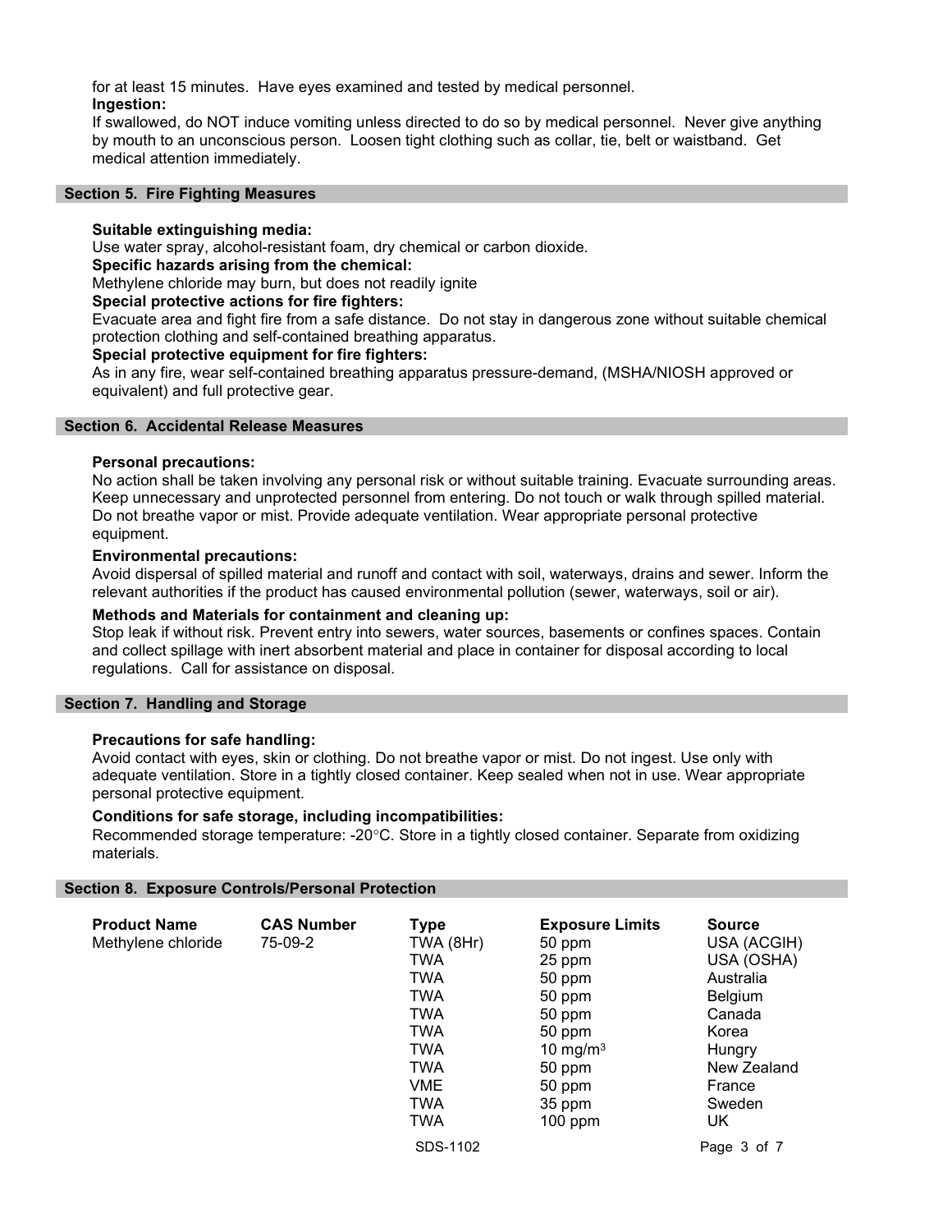for at least 15 minutes. Have eyes examined and tested by medical personnel.

**Ingestion:**

If swallowed, do NOT induce vomiting unless directed to do so by medical personnel. Never give anything by mouth to an unconscious person. Loosen tight clothing such as collar, tie, belt or waistband. Get medical attention immediately.

## Section 5. Fire Fighting Measures

**Suitable extinguishing media:**

Use water spray, alcohol-resistant foam, dry chemical or carbon dioxide.

**Specific hazards arising from the chemical:**

Methylene chloride may burn, but does not readily ignite

**Special protective actions for fire fighters:**

Evacuate area and fight fire from a safe distance. Do not stay in dangerous zone without suitable chemical protection clothing and self-contained breathing apparatus.

**Special protective equipment for fire fighters:**

As in any fire, wear self-contained breathing apparatus pressure-demand, (MSHA/NIOSH approved or equivalent) and full protective gear.

## Section 6. Accidental Release Measures

**Personal precautions:**

No action shall be taken involving any personal risk or without suitable training. Evacuate surrounding areas. Keep unnecessary and unprotected personnel from entering. Do not touch or walk through spilled material. Do not breathe vapor or mist. Provide adequate ventilation. Wear appropriate personal protective equipment.

**Environmental precautions:**

Avoid dispersal of spilled material and runoff and contact with soil, waterways, drains and sewer. Inform the relevant authorities if the product has caused environmental pollution (sewer, waterways, soil or air).

**Methods and Materials for containment and cleaning up:**

Stop leak if without risk. Prevent entry into sewers, water sources, basements or confines spaces. Contain and collect spillage with inert absorbent material and place in container for disposal according to local regulations. Call for assistance on disposal.

## Section 7. Handling and Storage

**Precautions for safe handling:**

Avoid contact with eyes, skin or clothing. Do not breathe vapor or mist. Do not ingest. Use only with adequate ventilation. Store in a tightly closed container. Keep sealed when not in use. Wear appropriate personal protective equipment.

**Conditions for safe storage, including incompatibilities:**

Recommended storage temperature: -20°C. Store in a tightly closed container. Separate from oxidizing materials.

## Section 8. Exposure Controls/Personal Protection

| Product Name | CAS Number | Type | Exposure Limits | Source |
|---|---|---|---|---|
| Methylene chloride | 75-09-2 | TWA (8Hr) | 50 ppm | USA (ACGIH) |
| | | TWA | 25 ppm | USA (OSHA) |
| | | TWA | 50 ppm | Australia |
| | | TWA | 50 ppm | Belgium |
| | | TWA | 50 ppm | Canada |
| | | TWA | 50 ppm | Korea |
| | | TWA | 10 $mg/m^3$ | Hungry |
| | | TWA | 50 ppm | New Zealand |
| | | VME | 50 ppm | France |
| | | TWA | 35 ppm | Sweden |
| | | TWA | 100 ppm | UK |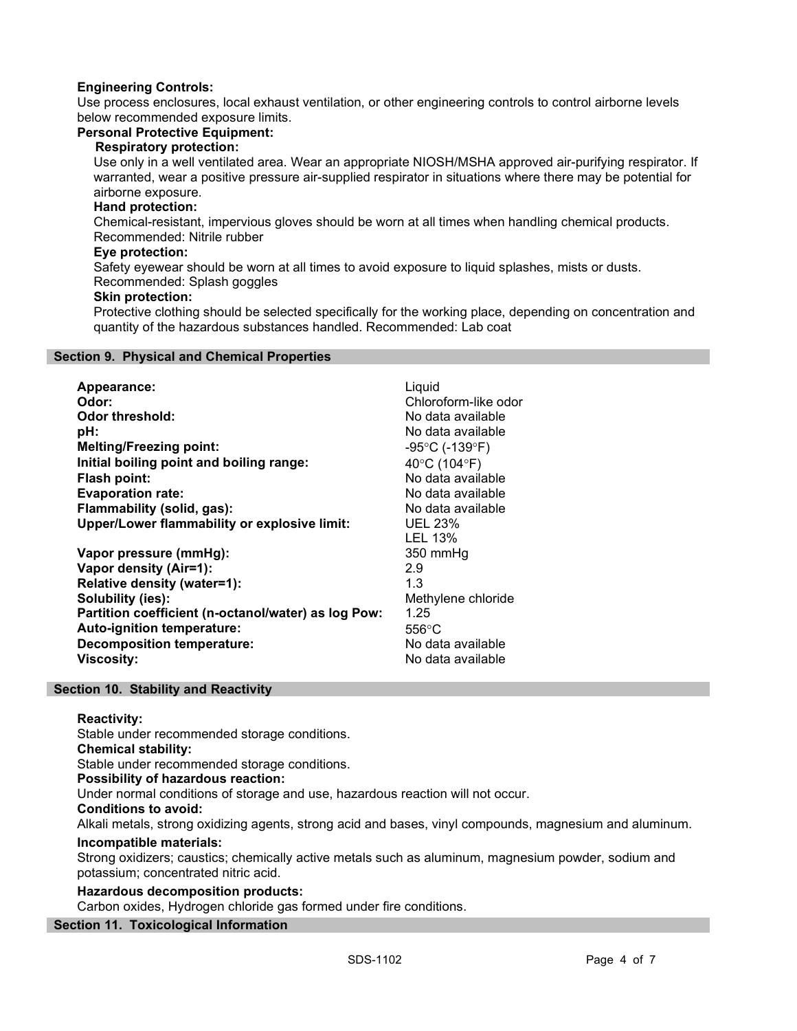**Engineering Controls:**
Use process enclosures, local exhaust ventilation, or other engineering controls to control airborne levels below recommended exposure limits.

**Personal Protective Equipment:**

**Respiratory protection:**
Use only in a well ventilated area. Wear an appropriate NIOSH/MSHA approved air-purifying respirator. If warranted, wear a positive pressure air-supplied respirator in situations where there may be potential for airborne exposure.

**Hand protection:**
Chemical-resistant, impervious gloves should be worn at all times when handling chemical products. Recommended: Nitrile rubber

**Eye protection:**
Safety eyewear should be worn at all times to avoid exposure to liquid splashes, mists or dusts. Recommended: Splash goggles

**Skin protection:**
Protective clothing should be selected specifically for the working place, depending on concentration and quantity of the hazardous substances handled. Recommended: Lab coat

## Section 9. Physical and Chemical Properties

| Property | Value |
|---|---|
| **Appearance:** | Liquid |
| **Odor:** | Chloroform-like odor |
| **Odor threshold:** | No data available |
| **pH:** | No data available |
| **Melting/Freezing point:** | -95°C (-139°F) |
| **Initial boiling point and boiling range:** | 40°C (104°F) |
| **Flash point:** | No data available |
| **Evaporation rate:** | No data available |
| **Flammability (solid, gas):** | No data available |
| **Upper/Lower flammability or explosive limit:** | UEL 23%<br>LEL 13% |
| **Vapor pressure (mmHg):** | 350 mmHg |
| **Vapor density (Air=1):** | 2.9 |
| **Relative density (water=1):** | 1.3 |
| **Solubility (ies):** | Methylene chloride |
| **Partition coefficient (n-octanol/water) as log Pow:** | 1.25 |
| **Auto-ignition temperature:** | 556°C |
| **Decomposition temperature:** | No data available |
| **Viscosity:** | No data available |

## Section 10. Stability and Reactivity

**Reactivity:**
Stable under recommended storage conditions.

**Chemical stability:**
Stable under recommended storage conditions.

**Possibility of hazardous reaction:**
Under normal conditions of storage and use, hazardous reaction will not occur.

**Conditions to avoid:**
Alkali metals, strong oxidizing agents, strong acid and bases, vinyl compounds, magnesium and aluminum.

**Incompatible materials:**
Strong oxidizers; caustics; chemically active metals such as aluminum, magnesium powder, sodium and potassium; concentrated nitric acid.

**Hazardous decomposition products:**
Carbon oxides, Hydrogen chloride gas formed under fire conditions.

## Section 11. Toxicological Information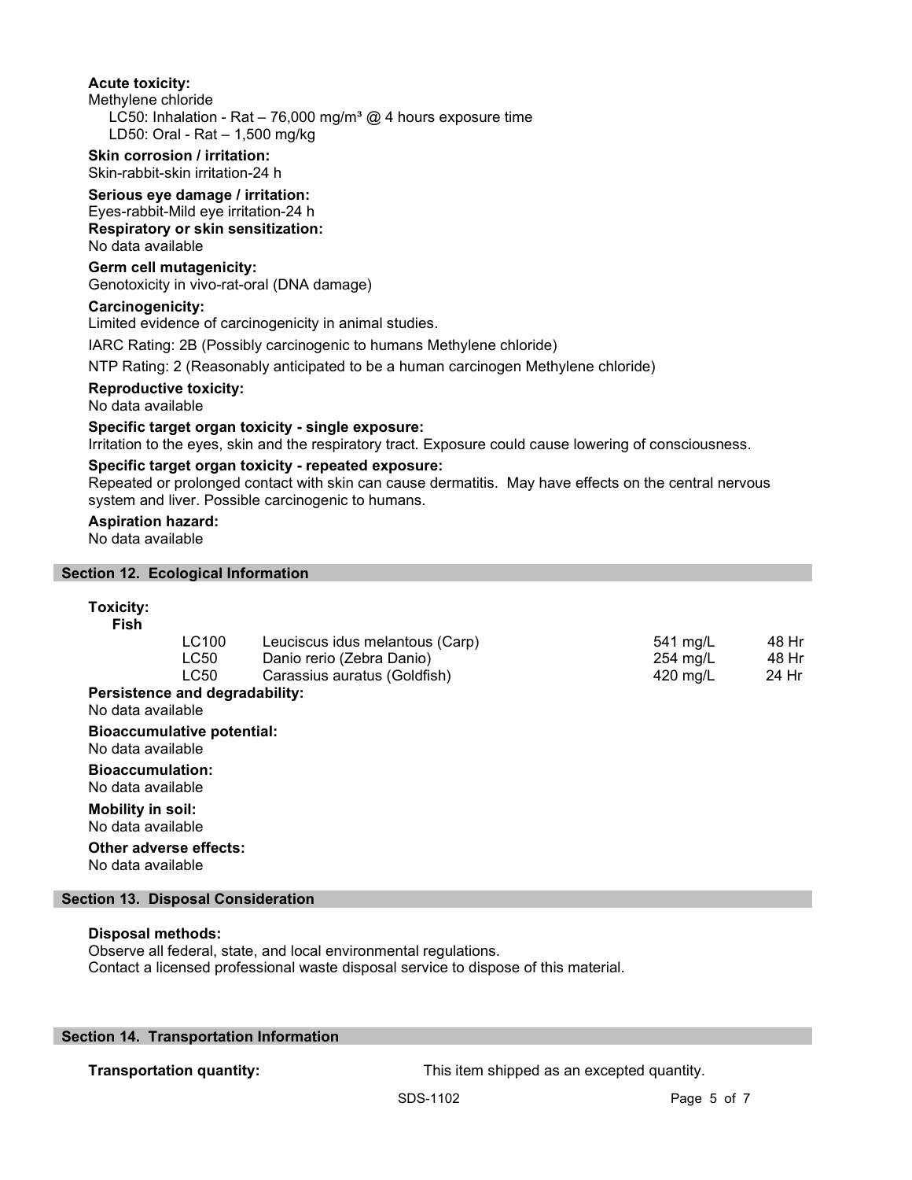**Acute toxicity:**

Methylene chloride

LC50: Inhalation - Rat – 76,000 mg/m³ @ 4 hours exposure time

LD50: Oral - Rat – 1,500 mg/kg

**Skin corrosion / irritation:**

Skin-rabbit-skin irritation-24 h

**Serious eye damage / irritation:**

Eyes-rabbit-Mild eye irritation-24 h

**Respiratory or skin sensitization:**

No data available

**Germ cell mutagenicity:**

Genotoxicity in vivo-rat-oral (DNA damage)

**Carcinogenicity:**

Limited evidence of carcinogenicity in animal studies.

IARC Rating: 2B (Possibly carcinogenic to humans Methylene chloride)

NTP Rating: 2 (Reasonably anticipated to be a human carcinogen Methylene chloride)

**Reproductive toxicity:**

No data available

**Specific target organ toxicity - single exposure:**

Irritation to the eyes, skin and the respiratory tract. Exposure could cause lowering of consciousness.

**Specific target organ toxicity - repeated exposure:**

Repeated or prolonged contact with skin can cause dermatitis. May have effects on the central nervous system and liver. Possible carcinogenic to humans.

**Aspiration hazard:**

No data available

## Section 12. Ecological Information

**Toxicity:**

**Fish**

| | | | |
|---|---|---|---|
| LC100 | Leuciscus idus melantous (Carp) | 541 mg/L | 48 Hr |
| LC50 | Danio rerio (Zebra Danio) | 254 mg/L | 48 Hr |
| LC50 | Carassius auratus (Goldfish) | 420 mg/L | 24 Hr |

**Persistence and degradability:**

No data available

**Bioaccumulative potential:**

No data available

**Bioaccumulation:**

No data available

**Mobility in soil:**

No data available

**Other adverse effects:**

No data available

## Section 13. Disposal Consideration

**Disposal methods:**

Observe all federal, state, and local environmental regulations.
Contact a licensed professional waste disposal service to dispose of this material.

## Section 14. Transportation Information

**Transportation quantity:** This item shipped as an excepted quantity.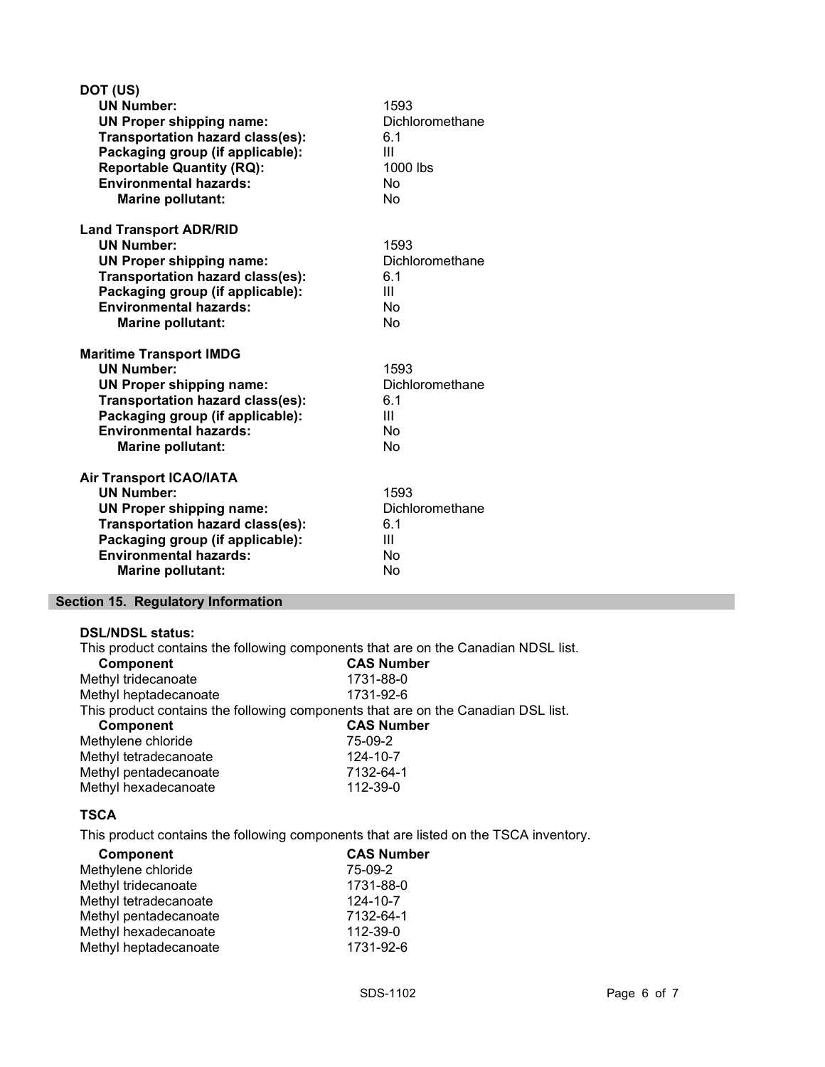**DOT (US)**

| | |
|---|---|
| **UN Number:** | 1593 |
| **UN Proper shipping name:** | Dichloromethane |
| **Transportation hazard class(es):** | 6.1 |
| **Packaging group (if applicable):** | III |
| **Reportable Quantity (RQ):** | 1000 lbs |
| **Environmental hazards:** | No |
| **Marine pollutant:** | No |

**Land Transport ADR/RID**

| | |
|---|---|
| **UN Number:** | 1593 |
| **UN Proper shipping name:** | Dichloromethane |
| **Transportation hazard class(es):** | 6.1 |
| **Packaging group (if applicable):** | III |
| **Environmental hazards:** | No |
| **Marine pollutant:** | No |

**Maritime Transport IMDG**

| | |
|---|---|
| **UN Number:** | 1593 |
| **UN Proper shipping name:** | Dichloromethane |
| **Transportation hazard class(es):** | 6.1 |
| **Packaging group (if applicable):** | III |
| **Environmental hazards:** | No |
| **Marine pollutant:** | No |

**Air Transport ICAO/IATA**

| | |
|---|---|
| **UN Number:** | 1593 |
| **UN Proper shipping name:** | Dichloromethane |
| **Transportation hazard class(es):** | 6.1 |
| **Packaging group (if applicable):** | III |
| **Environmental hazards:** | No |
| **Marine pollutant:** | No |

## Section 15. Regulatory Information

**DSL/NDSL status:**

This product contains the following components that are on the Canadian NDSL list.

| Component | CAS Number |
|---|---|
| Methyl tridecanoate | 1731-88-0 |
| Methyl heptadecanoate | 1731-92-6 |

This product contains the following components that are on the Canadian DSL list.

| Component | CAS Number |
|---|---|
| Methylene chloride | 75-09-2 |
| Methyl tetradecanoate | 124-10-7 |
| Methyl pentadecanoate | 7132-64-1 |
| Methyl hexadecanoate | 112-39-0 |

**TSCA**

This product contains the following components that are listed on the TSCA inventory.

| Component | CAS Number |
|---|---|
| Methylene chloride | 75-09-2 |
| Methyl tridecanoate | 1731-88-0 |
| Methyl tetradecanoate | 124-10-7 |
| Methyl pentadecanoate | 7132-64-1 |
| Methyl hexadecanoate | 112-39-0 |
| Methyl heptadecanoate | 1731-92-6 |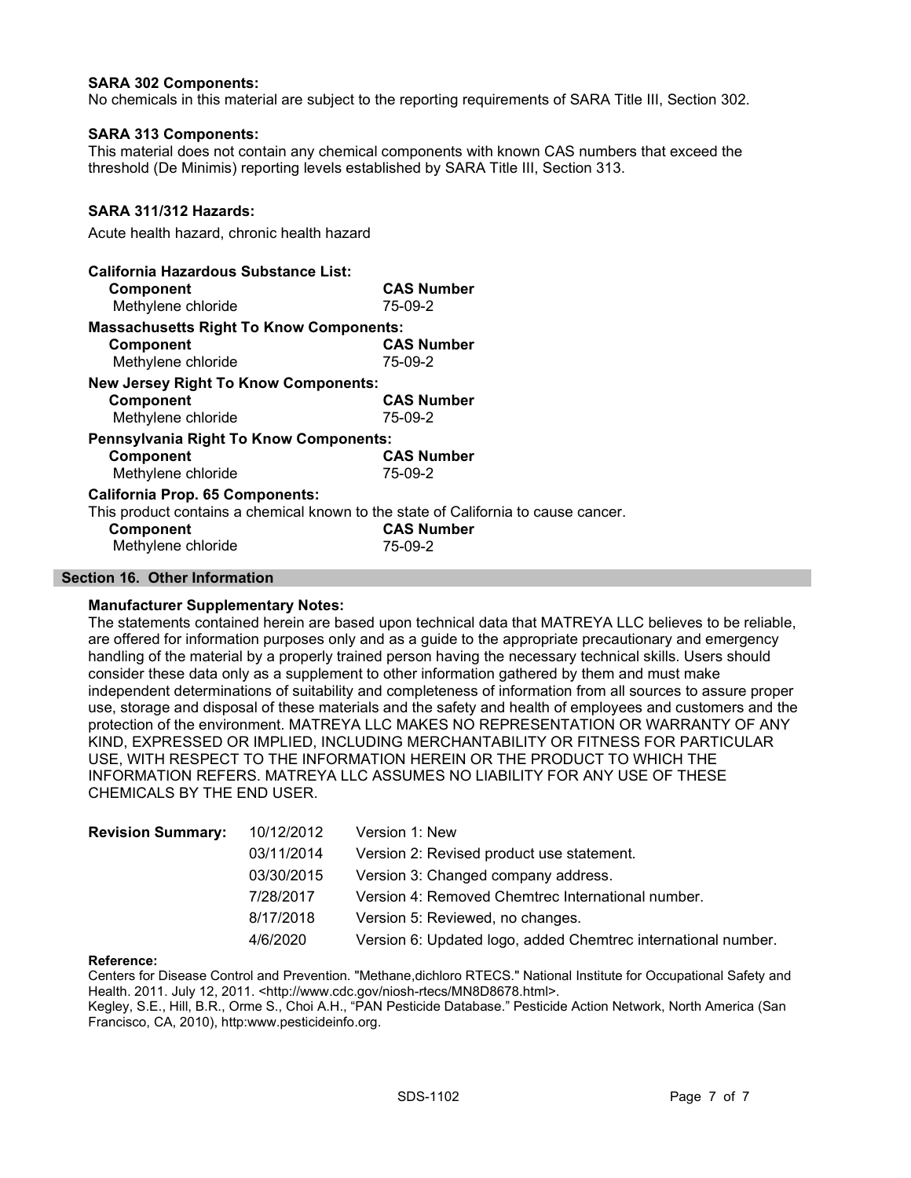**SARA 302 Components:**
No chemicals in this material are subject to the reporting requirements of SARA Title III, Section 302.

**SARA 313 Components:**
This material does not contain any chemical components with known CAS numbers that exceed the threshold (De Minimis) reporting levels established by SARA Title III, Section 313.

**SARA 311/312 Hazards:**

Acute health hazard, chronic health hazard

**California Hazardous Substance List:**

| Component | CAS Number |
|---|---|
| Methylene chloride | 75-09-2 |

**Massachusetts Right To Know Components:**

| Component | CAS Number |
|---|---|
| Methylene chloride | 75-09-2 |

**New Jersey Right To Know Components:**

| Component | CAS Number |
|---|---|
| Methylene chloride | 75-09-2 |

**Pennsylvania Right To Know Components:**

| Component | CAS Number |
|---|---|
| Methylene chloride | 75-09-2 |

**California Prop. 65 Components:**
This product contains a chemical known to the state of California to cause cancer.

| Component | CAS Number |
|---|---|
| Methylene chloride | 75-09-2 |

## Section 16. Other Information

**Manufacturer Supplementary Notes:**
The statements contained herein are based upon technical data that MATREYA LLC believes to be reliable, are offered for information purposes only and as a guide to the appropriate precautionary and emergency handling of the material by a properly trained person having the necessary technical skills. Users should consider these data only as a supplement to other information gathered by them and must make independent determinations of suitability and completeness of information from all sources to assure proper use, storage and disposal of these materials and the safety and health of employees and customers and the protection of the environment. MATREYA LLC MAKES NO REPRESENTATION OR WARRANTY OF ANY KIND, EXPRESSED OR IMPLIED, INCLUDING MERCHANTABILITY OR FITNESS FOR PARTICULAR USE, WITH RESPECT TO THE INFORMATION HEREIN OR THE PRODUCT TO WHICH THE INFORMATION REFERS. MATREYA LLC ASSUMES NO LIABILITY FOR ANY USE OF THESE CHEMICALS BY THE END USER.

| | | |
|---|---|---|
| **Revision Summary:** | 10/12/2012 | Version 1: New |
| | 03/11/2014 | Version 2: Revised product use statement. |
| | 03/30/2015 | Version 3: Changed company address. |
| | 7/28/2017 | Version 4: Removed Chemtrec International number. |
| | 8/17/2018 | Version 5: Reviewed, no changes. |
| | 4/6/2020 | Version 6: Updated logo, added Chemtrec international number. |

**Reference:**
Centers for Disease Control and Prevention. "Methane,dichloro RTECS." National Institute for Occupational Safety and Health. 2011. July 12, 2011. <http://www.cdc.gov/niosh-rtecs/MN8D8678.html>.
Kegley, S.E., Hill, B.R., Orme S., Choi A.H., "PAN Pesticide Database." Pesticide Action Network, North America (San Francisco, CA, 2010), http:www.pesticideinfo.org.

SDS-1102